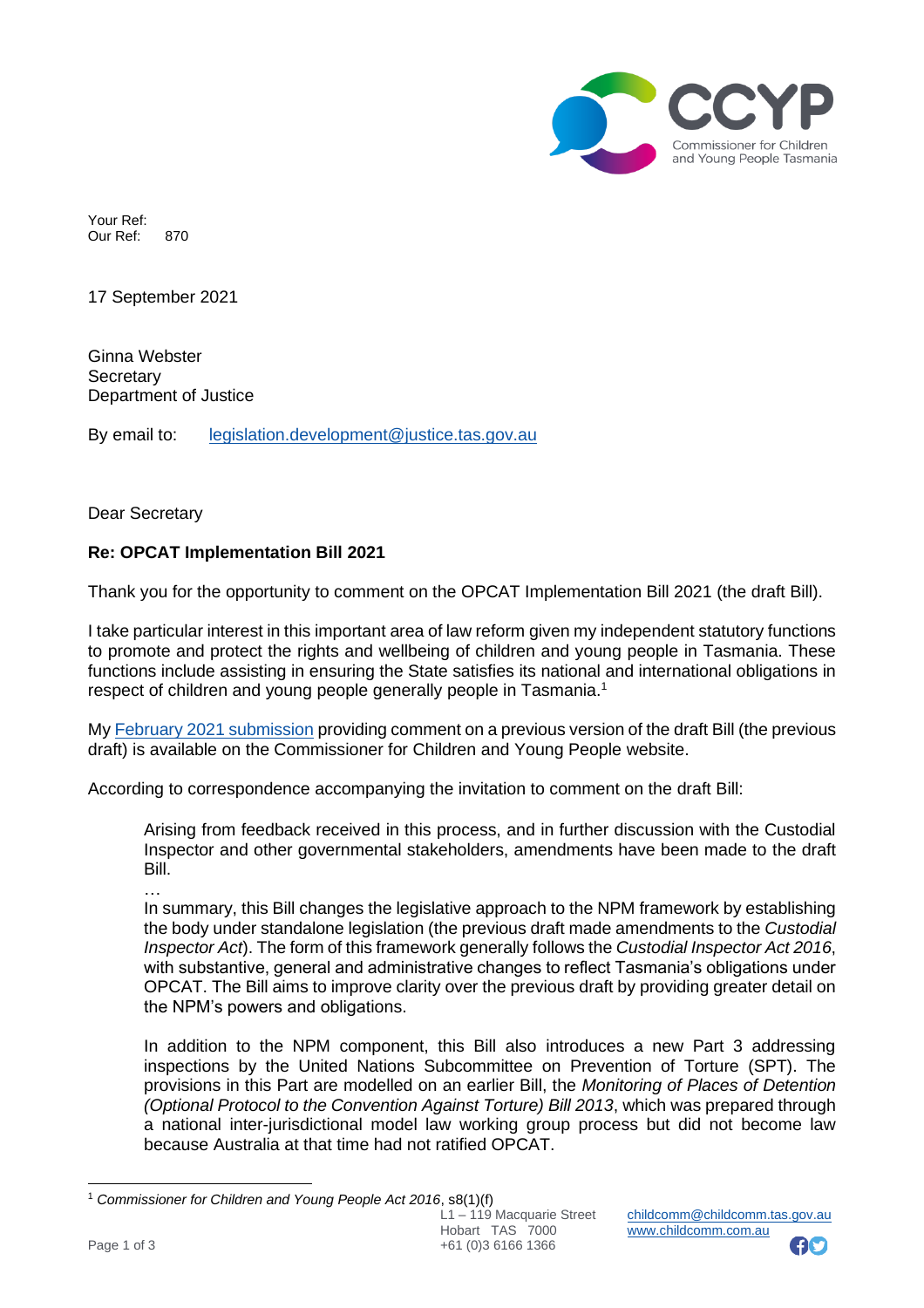Your Ref:
Our Ref: 870

17 September 2021

Ginna Webster
Secretary
Department of Justice

By email to: [legislation.development@justice.tas.gov.au](mailto:legislation.development@justice.tas.gov.au)

Dear Secretary

**Re: OPCAT Implementation Bill 2021**

Thank you for the opportunity to comment on the OPCAT Implementation Bill 2021 (the draft Bill).

I take particular interest in this important area of law reform given my independent statutory functions to promote and protect the rights and wellbeing of children and young people in Tasmania. These functions include assisting in ensuring the State satisfies its national and international obligations in respect of children and young people generally people in Tasmania.[1]

My February 2021 submission providing comment on a previous version of the draft Bill (the previous draft) is available on the Commissioner for Children and Young People website.

According to correspondence accompanying the invitation to comment on the draft Bill:

> Arising from feedback received in this process, and in further discussion with the Custodial Inspector and other governmental stakeholders, amendments have been made to the draft Bill.
>
> …
>
> In summary, this Bill changes the legislative approach to the NPM framework by establishing the body under standalone legislation (the previous draft made amendments to the *Custodial Inspector Act*). The form of this framework generally follows the *Custodial Inspector Act 2016*, with substantive, general and administrative changes to reflect Tasmania's obligations under OPCAT. The Bill aims to improve clarity over the previous draft by providing greater detail on the NPM's powers and obligations.
>
> In addition to the NPM component, this Bill also introduces a new Part 3 addressing inspections by the United Nations Subcommittee on Prevention of Torture (SPT). The provisions in this Part are modelled on an earlier Bill, the *Monitoring of Places of Detention (Optional Protocol to the Convention Against Torture) Bill 2013*, which was prepared through a national inter-jurisdictional model law working group process but did not become law because Australia at that time had not ratified OPCAT.

---

[1] *Commissioner for Children and Young People Act 2016*, s8(1)(f)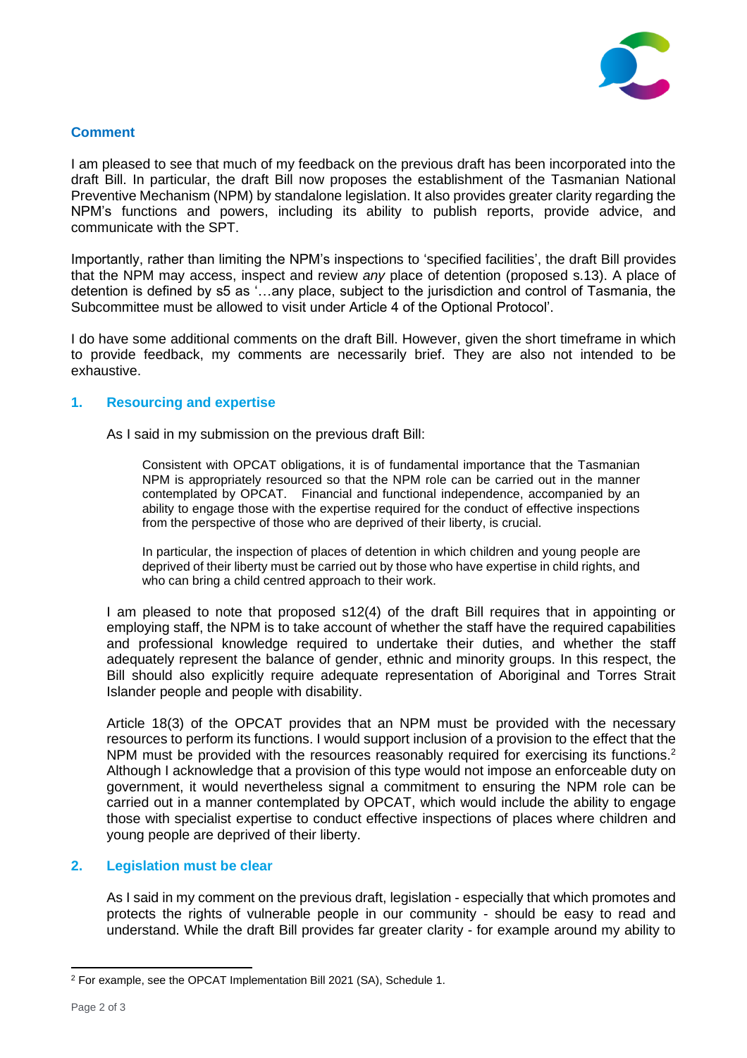## Comment

I am pleased to see that much of my feedback on the previous draft has been incorporated into the draft Bill. In particular, the draft Bill now proposes the establishment of the Tasmanian National Preventive Mechanism (NPM) by standalone legislation. It also provides greater clarity regarding the NPM's functions and powers, including its ability to publish reports, provide advice, and communicate with the SPT.

Importantly, rather than limiting the NPM's inspections to 'specified facilities', the draft Bill provides that the NPM may access, inspect and review *any* place of detention (proposed s.13). A place of detention is defined by s5 as '…any place, subject to the jurisdiction and control of Tasmania, the Subcommittee must be allowed to visit under Article 4 of the Optional Protocol'.

I do have some additional comments on the draft Bill. However, given the short timeframe in which to provide feedback, my comments are necessarily brief. They are also not intended to be exhaustive.

### 1. Resourcing and expertise

As I said in my submission on the previous draft Bill:

> Consistent with OPCAT obligations, it is of fundamental importance that the Tasmanian NPM is appropriately resourced so that the NPM role can be carried out in the manner contemplated by OPCAT. Financial and functional independence, accompanied by an ability to engage those with the expertise required for the conduct of effective inspections from the perspective of those who are deprived of their liberty, is crucial.
>
> In particular, the inspection of places of detention in which children and young people are deprived of their liberty must be carried out by those who have expertise in child rights, and who can bring a child centred approach to their work.

I am pleased to note that proposed s12(4) of the draft Bill requires that in appointing or employing staff, the NPM is to take account of whether the staff have the required capabilities and professional knowledge required to undertake their duties, and whether the staff adequately represent the balance of gender, ethnic and minority groups. In this respect, the Bill should also explicitly require adequate representation of Aboriginal and Torres Strait Islander people and people with disability.

Article 18(3) of the OPCAT provides that an NPM must be provided with the necessary resources to perform its functions. I would support inclusion of a provision to the effect that the NPM must be provided with the resources reasonably required for exercising its functions.[2] Although I acknowledge that a provision of this type would not impose an enforceable duty on government, it would nevertheless signal a commitment to ensuring the NPM role can be carried out in a manner contemplated by OPCAT, which would include the ability to engage those with specialist expertise to conduct effective inspections of places where children and young people are deprived of their liberty.

### 2. Legislation must be clear

As I said in my comment on the previous draft, legislation - especially that which promotes and protects the rights of vulnerable people in our community - should be easy to read and understand. While the draft Bill provides far greater clarity - for example around my ability to

---

[2] For example, see the OPCAT Implementation Bill 2021 (SA), Schedule 1.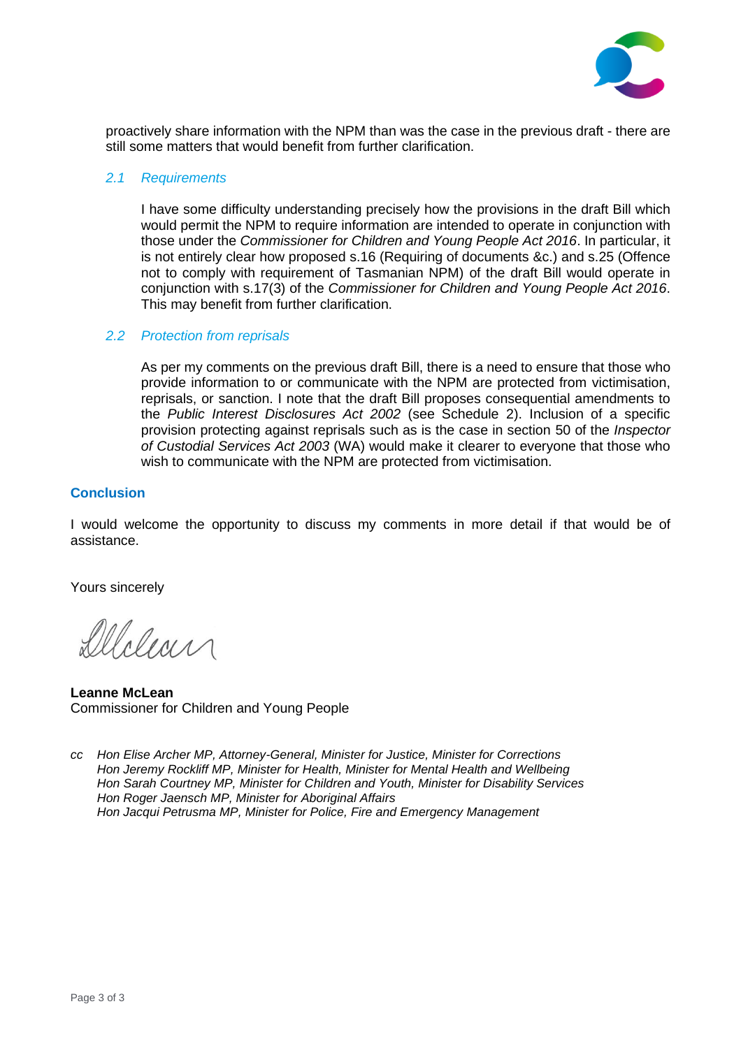proactively share information with the NPM than was the case in the previous draft - there are still some matters that would benefit from further clarification.

### *2.1 Requirements*

I have some difficulty understanding precisely how the provisions in the draft Bill which would permit the NPM to require information are intended to operate in conjunction with those under the *Commissioner for Children and Young People Act 2016*. In particular, it is not entirely clear how proposed s.16 (Requiring of documents &c.) and s.25 (Offence not to comply with requirement of Tasmanian NPM) of the draft Bill would operate in conjunction with s.17(3) of the *Commissioner for Children and Young People Act 2016*. This may benefit from further clarification.

### *2.2 Protection from reprisals*

As per my comments on the previous draft Bill, there is a need to ensure that those who provide information to or communicate with the NPM are protected from victimisation, reprisals, or sanction. I note that the draft Bill proposes consequential amendments to the *Public Interest Disclosures Act 2002* (see Schedule 2). Inclusion of a specific provision protecting against reprisals such as is the case in section 50 of the *Inspector of Custodial Services Act 2003* (WA) would make it clearer to everyone that those who wish to communicate with the NPM are protected from victimisation.

## Conclusion

I would welcome the opportunity to discuss my comments in more detail if that would be of assistance.

Yours sincerely

**Leanne McLean**
Commissioner for Children and Young People

*cc Hon Elise Archer MP, Attorney-General, Minister for Justice, Minister for Corrections*
*Hon Jeremy Rockliff MP, Minister for Health, Minister for Mental Health and Wellbeing*
*Hon Sarah Courtney MP, Minister for Children and Youth, Minister for Disability Services*
*Hon Roger Jaensch MP, Minister for Aboriginal Affairs*
*Hon Jacqui Petrusma MP, Minister for Police, Fire and Emergency Management*